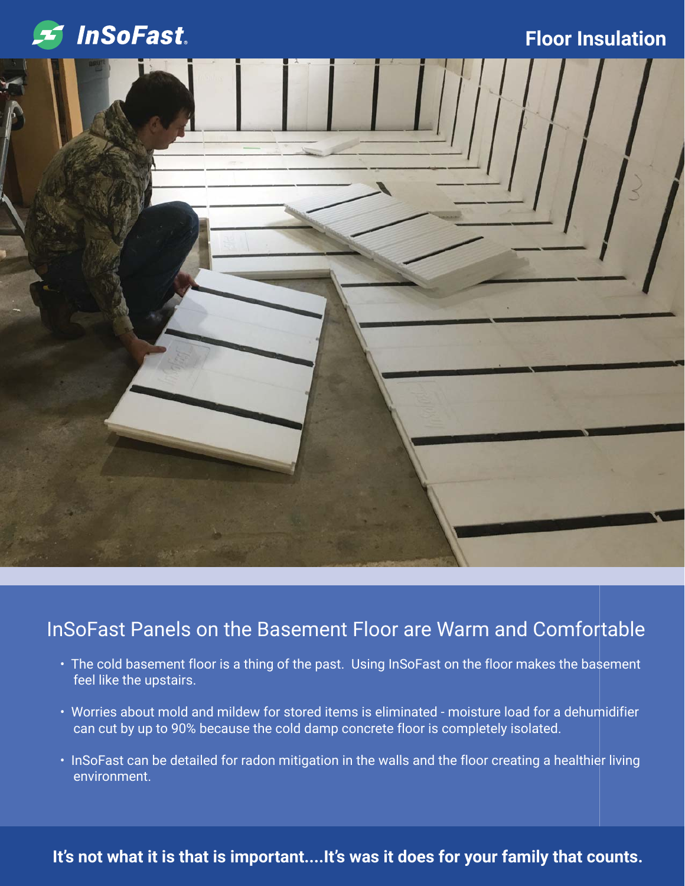**InSoFast.**

# Floor Insulation

## InSoFast Panels on the Basement Floor are Warm and Comfortable

- The cold basement floor is a thing of the past. Using InSoFast on the floor makes the basement feel like the upstairs.
- Worries about mold and mildew for stored items is eliminated - moisture load for a dehumidifier can cut by up to 90% because the cold damp concrete floor is completely isolated.
- InSoFast can be detailed for radon mitigation in the walls and the floor creating a healthier living environment.

**It's not what it is that is important....It's was it does for your family that counts.**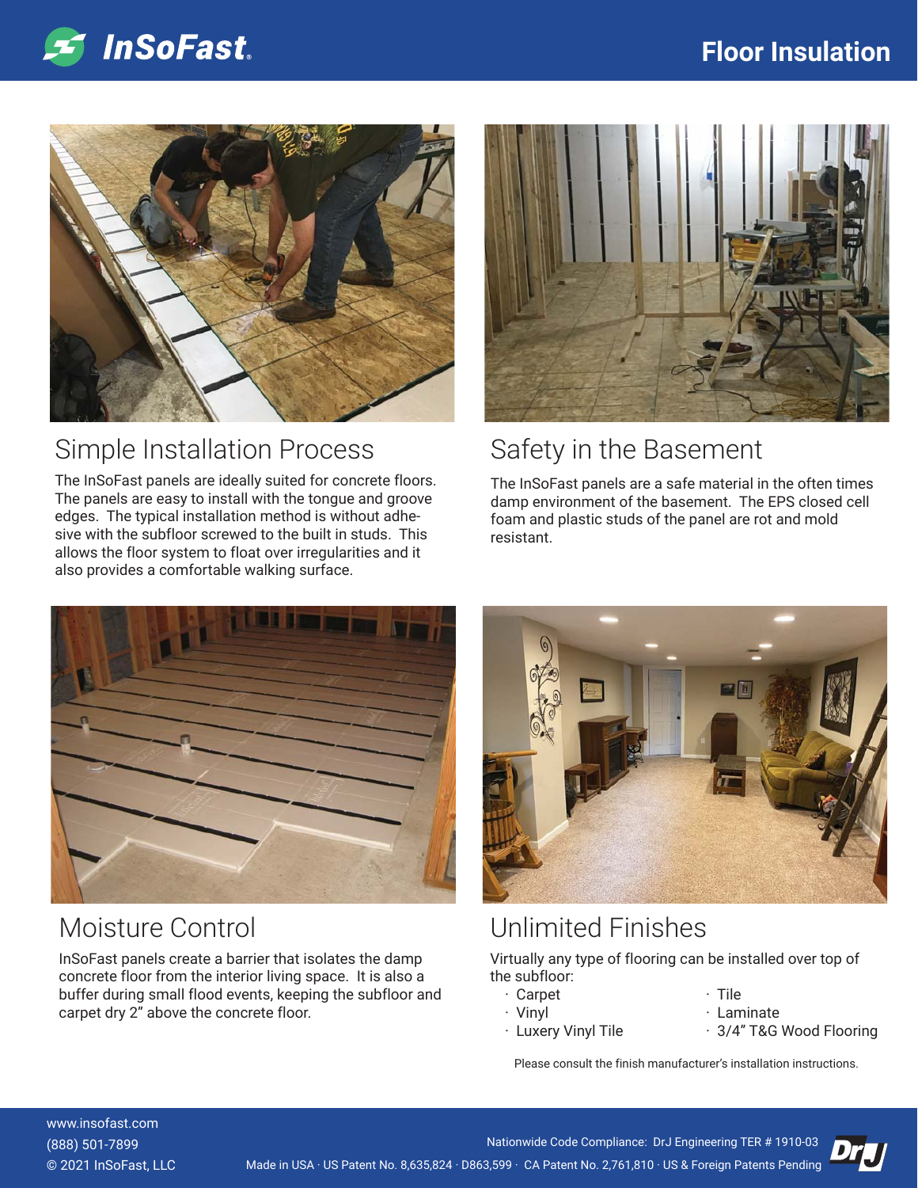# Floor Insulation

## Simple Installation Process

The InSoFast panels are ideally suited for concrete floors. The panels are easy to install with the tongue and groove edges. The typical installation method is without adhesive with the subfloor screwed to the built in studs. This allows the floor system to float over irregularities and it also provides a comfortable walking surface.

## Safety in the Basement

The InSoFast panels are a safe material in the often times damp environment of the basement. The EPS closed cell foam and plastic studs of the panel are rot and mold resistant.

## Moisture Control

InSoFast panels create a barrier that isolates the damp concrete floor from the interior living space. It is also a buffer during small flood events, keeping the subfloor and carpet dry 2" above the concrete floor.

## Unlimited Finishes

Virtually any type of flooring can be installed over top of the subfloor:

- Carpet
- Vinyl
- Luxery Vinyl Tile
- Tile
- Laminate
- 3/4" T&G Wood Flooring

Please consult the finish manufacturer's installation instructions.

www.insofast.com
(888) 501-7899
© 2021 InSoFast, LLC

Nationwide Code Compliance: DrJ Engineering TER # 1910-03

Made in USA · US Patent No. 8,635,824 · D863,599 · CA Patent No. 2,761,810 · US & Foreign Patents Pending